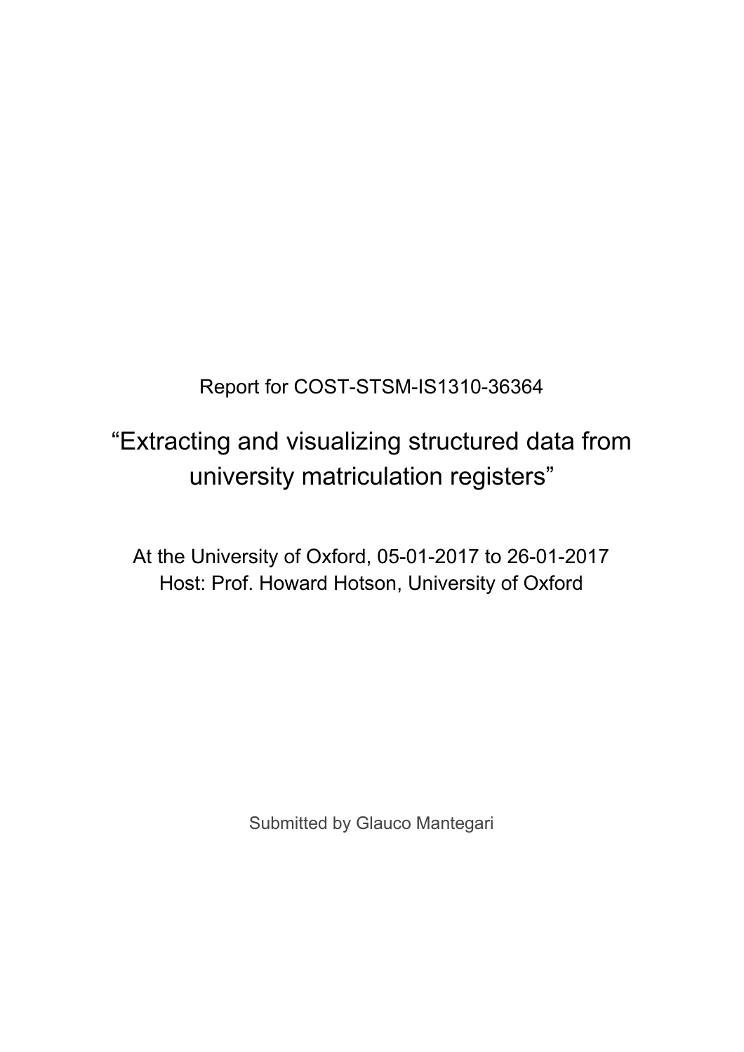Report for COST-STSM-IS1310-36364

# “Extracting and visualizing structured data from university matriculation registers”

At the University of Oxford, 05-01-2017 to 26-01-2017
Host: Prof. Howard Hotson, University of Oxford

Submitted by Glauco Mantegari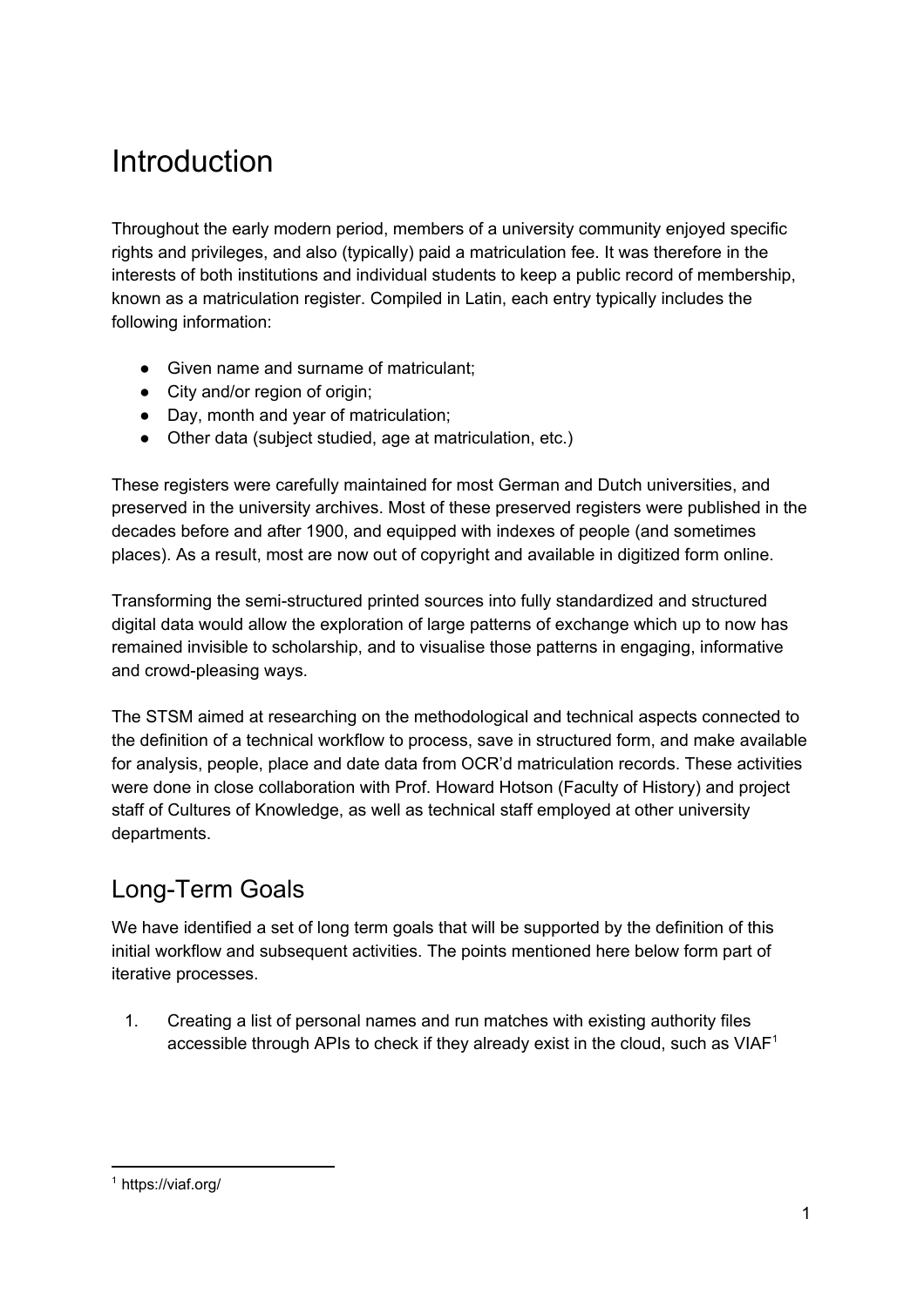# Introduction

Throughout the early modern period, members of a university community enjoyed specific rights and privileges, and also (typically) paid a matriculation fee. It was therefore in the interests of both institutions and individual students to keep a public record of membership, known as a matriculation register. Compiled in Latin, each entry typically includes the following information:

- Given name and surname of matriculant;
- City and/or region of origin;
- Day, month and year of matriculation;
- Other data (subject studied, age at matriculation, etc.)

These registers were carefully maintained for most German and Dutch universities, and preserved in the university archives. Most of these preserved registers were published in the decades before and after 1900, and equipped with indexes of people (and sometimes places). As a result, most are now out of copyright and available in digitized form online.

Transforming the semi-structured printed sources into fully standardized and structured digital data would allow the exploration of large patterns of exchange which up to now has remained invisible to scholarship, and to visualise those patterns in engaging, informative and crowd-pleasing ways.

The STSM aimed at researching on the methodological and technical aspects connected to the definition of a technical workflow to process, save in structured form, and make available for analysis, people, place and date data from OCR'd matriculation records. These activities were done in close collaboration with Prof. Howard Hotson (Faculty of History) and project staff of Cultures of Knowledge, as well as technical staff employed at other university departments.

## Long-Term Goals

We have identified a set of long term goals that will be supported by the definition of this initial workflow and subsequent activities. The points mentioned here below form part of iterative processes.

1. Creating a list of personal names and run matches with existing authority files accessible through APIs to check if they already exist in the cloud, such as VIAF[1]

[1] https://viaf.org/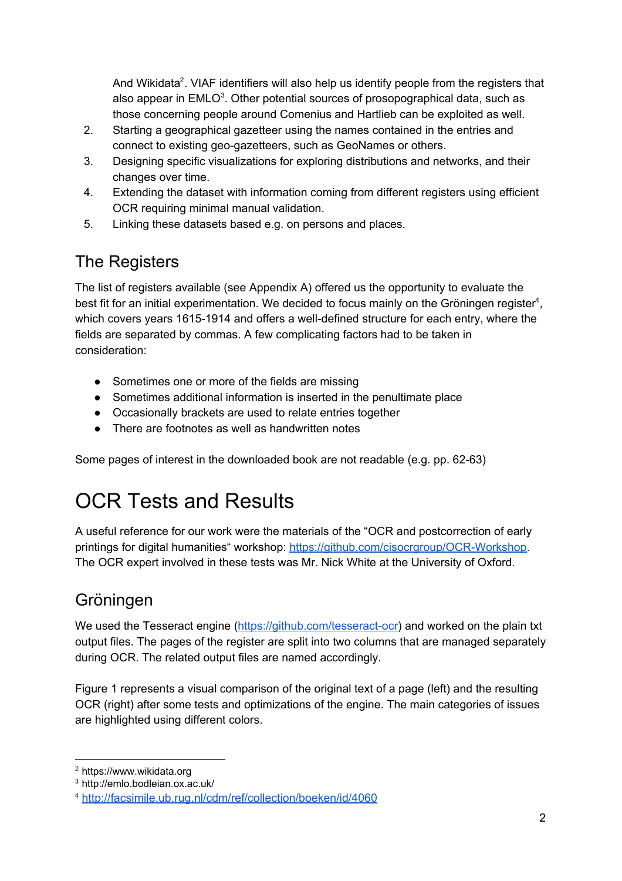And Wikidata[2]. VIAF identifiers will also help us identify people from the registers that also appear in EMLO[3]. Other potential sources of prosopographical data, such as those concerning people around Comenius and Hartlieb can be exploited as well.

2. Starting a geographical gazetteer using the names contained in the entries and connect to existing geo-gazetteers, such as GeoNames or others.
3. Designing specific visualizations for exploring distributions and networks, and their changes over time.
4. Extending the dataset with information coming from different registers using efficient OCR requiring minimal manual validation.
5. Linking these datasets based e.g. on persons and places.

## The Registers

The list of registers available (see Appendix A) offered us the opportunity to evaluate the best fit for an initial experimentation. We decided to focus mainly on the Gröningen register[4], which covers years 1615-1914 and offers a well-defined structure for each entry, where the fields are separated by commas. A few complicating factors had to be taken in consideration:

- Sometimes one or more of the fields are missing
- Sometimes additional information is inserted in the penultimate place
- Occasionally brackets are used to relate entries together
- There are footnotes as well as handwritten notes

Some pages of interest in the downloaded book are not readable (e.g. pp. 62-63)

# OCR Tests and Results

A useful reference for our work were the materials of the "OCR and postcorrection of early printings for digital humanities" workshop: https://github.com/cisocrgroup/OCR-Workshop. The OCR expert involved in these tests was Mr. Nick White at the University of Oxford.

## Gröningen

We used the Tesseract engine (https://github.com/tesseract-ocr) and worked on the plain txt output files. The pages of the register are split into two columns that are managed separately during OCR. The related output files are named accordingly.

Figure 1 represents a visual comparison of the original text of a page (left) and the resulting OCR (right) after some tests and optimizations of the engine. The main categories of issues are highlighted using different colors.

---

[2] https://www.wikidata.org

[3] http://emlo.bodleian.ox.ac.uk/

[4] http://facsimile.ub.rug.nl/cdm/ref/collection/boeken/id/4060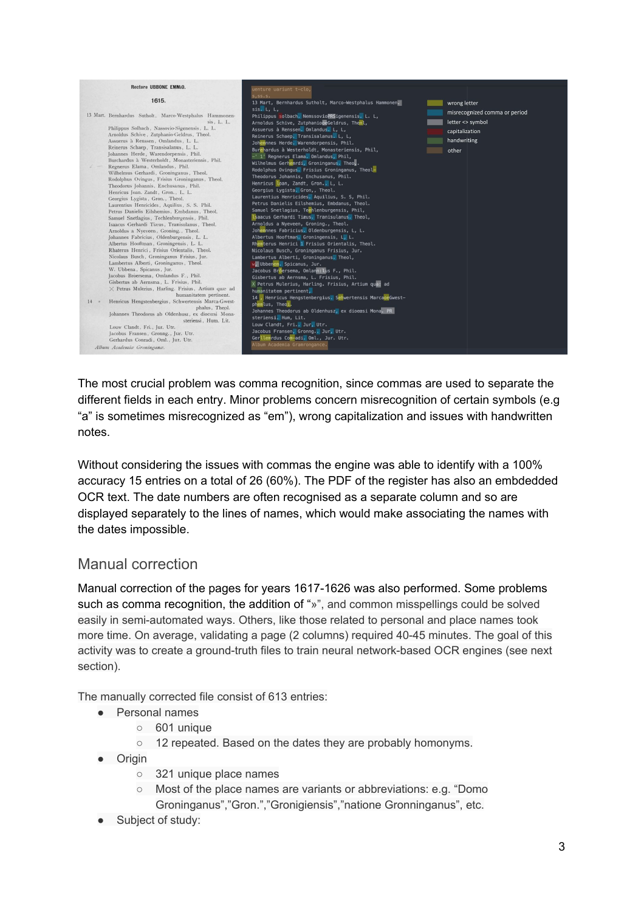The most crucial problem was comma recognition, since commas are used to separate the different fields in each entry. Minor problems concern misrecognition of certain symbols (e.g "a" is sometimes misrecognized as "em"), wrong capitalization and issues with handwritten notes.

Without considering the issues with commas the engine was able to identify with a 100% accuracy 15 entries on a total of 26 (60%). The PDF of the register has also an embdedded OCR text. The date numbers are often recognised as a separate column and so are displayed separately to the lines of names, which would make associating the names with the dates impossible.

## Manual correction

Manual correction of the pages for years 1617-1626 was also performed. Some problems such as comma recognition, the addition of "»", and common misspellings could be solved easily in semi-automated ways. Others, like those related to personal and place names took more time. On average, validating a page (2 columns) required 40-45 minutes. The goal of this activity was to create a ground-truth files to train neural network-based OCR engines (see next section).

The manually corrected file consist of 613 entries:

- Personal names
  - 601 unique
  - 12 repeated. Based on the dates they are probably homonyms.
- Origin
  - 321 unique place names
  - Most of the place names are variants or abbreviations: e.g. "Domo Groninganus","Gron.","Gronigiensis","natione Gronninganus", etc.
- Subject of study: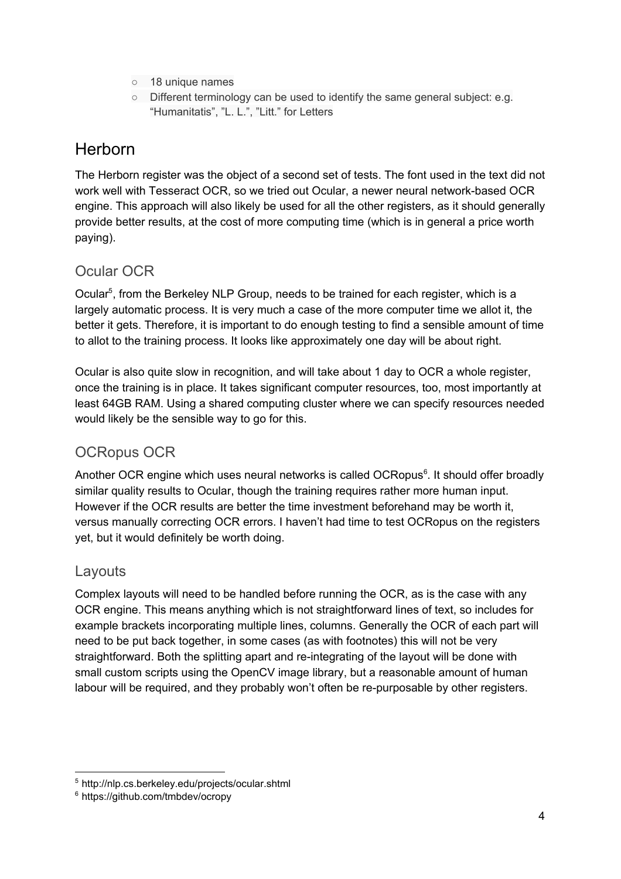- 18 unique names
- Different terminology can be used to identify the same general subject: e.g. “Humanitatis”, ”L. L.”, ”Litt.” for Letters

# Herborn

The Herborn register was the object of a second set of tests. The font used in the text did not work well with Tesseract OCR, so we tried out Ocular, a newer neural network-based OCR engine. This approach will also likely be used for all the other registers, as it should generally provide better results, at the cost of more computing time (which is in general a price worth paying).

## Ocular OCR

Ocular[5], from the Berkeley NLP Group, needs to be trained for each register, which is a largely automatic process. It is very much a case of the more computer time we allot it, the better it gets. Therefore, it is important to do enough testing to find a sensible amount of time to allot to the training process. It looks like approximately one day will be about right.

Ocular is also quite slow in recognition, and will take about 1 day to OCR a whole register, once the training is in place. It takes significant computer resources, too, most importantly at least 64GB RAM. Using a shared computing cluster where we can specify resources needed would likely be the sensible way to go for this.

## OCRopus OCR

Another OCR engine which uses neural networks is called OCRopus[6]. It should offer broadly similar quality results to Ocular, though the training requires rather more human input. However if the OCR results are better the time investment beforehand may be worth it, versus manually correcting OCR errors. I haven’t had time to test OCRopus on the registers yet, but it would definitely be worth doing.

## Layouts

Complex layouts will need to be handled before running the OCR, as is the case with any OCR engine. This means anything which is not straightforward lines of text, so includes for example brackets incorporating multiple lines, columns. Generally the OCR of each part will need to be put back together, in some cases (as with footnotes) this will not be very straightforward. Both the splitting apart and re-integrating of the layout will be done with small custom scripts using the OpenCV image library, but a reasonable amount of human labour will be required, and they probably won’t often be re-purposable by other registers.

---

[5] http://nlp.cs.berkeley.edu/projects/ocular.shtml

[6] https://github.com/tmbdev/ocropy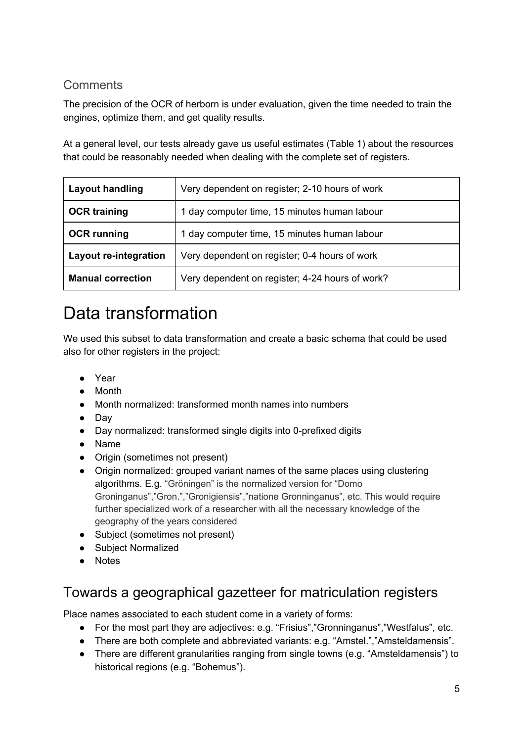## Comments

The precision of the OCR of herborn is under evaluation, given the time needed to train the engines, optimize them, and get quality results.

At a general level, our tests already gave us useful estimates (Table 1) about the resources that could be reasonably needed when dealing with the complete set of registers.

| **Layout handling** | Very dependent on register; 2-10 hours of work |
|---|---|
| **OCR training** | 1 day computer time, 15 minutes human labour |
| **OCR running** | 1 day computer time, 15 minutes human labour |
| **Layout re-integration** | Very dependent on register; 0-4 hours of work |
| **Manual correction** | Very dependent on register; 4-24 hours of work? |

# Data transformation

We used this subset to data transformation and create a basic schema that could be used also for other registers in the project:

- Year
- Month
- Month normalized: transformed month names into numbers
- Day
- Day normalized: transformed single digits into 0-prefixed digits
- Name
- Origin (sometimes not present)
- Origin normalized: grouped variant names of the same places using clustering algorithms. E.g. "Gröningen" is the normalized version for "Domo Groninganus","Gron.","Gronigiensis","natione Gronninganus", etc. This would require further specialized work of a researcher with all the necessary knowledge of the geography of the years considered
- Subject (sometimes not present)
- Subject Normalized
- Notes

## Towards a geographical gazetteer for matriculation registers

Place names associated to each student come in a variety of forms:

- For the most part they are adjectives: e.g. "Frisius","Gronninganus","Westfalus", etc.
- There are both complete and abbreviated variants: e.g. "Amstel.","Amsteldamensis".
- There are different granularities ranging from single towns (e.g. "Amsteldamensis") to historical regions (e.g. "Bohemus").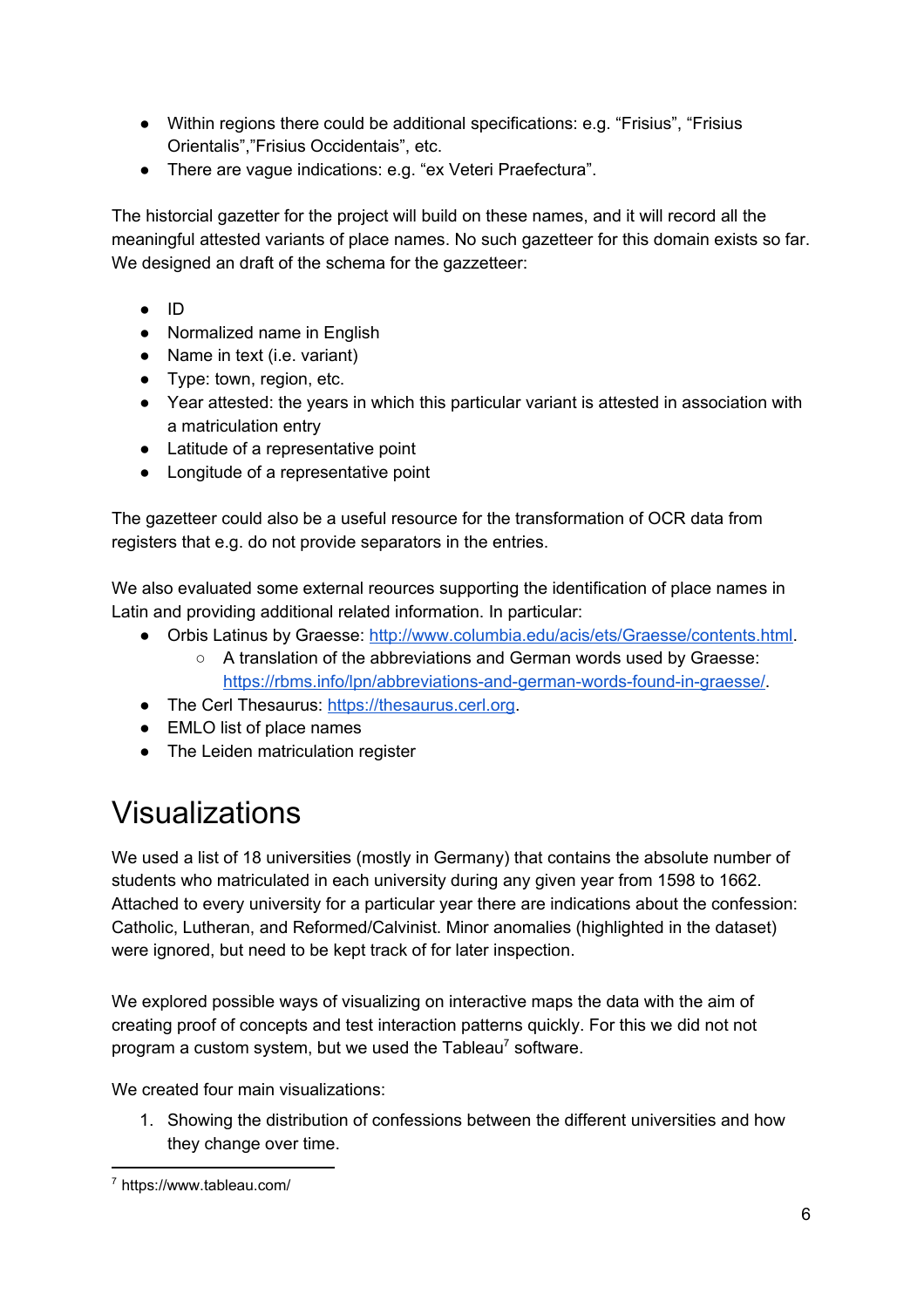- Within regions there could be additional specifications: e.g. “Frisius”, “Frisius Orientalis”,”Frisius Occidentais”, etc.
- There are vague indications: e.g. “ex Veteri Praefectura”.

The historcial gazetter for the project will build on these names, and it will record all the meaningful attested variants of place names. No such gazetteer for this domain exists so far. We designed an draft of the schema for the gazzetteer:

- ID
- Normalized name in English
- Name in text (i.e. variant)
- Type: town, region, etc.
- Year attested: the years in which this particular variant is attested in association with a matriculation entry
- Latitude of a representative point
- Longitude of a representative point

The gazetteer could also be a useful resource for the transformation of OCR data from registers that e.g. do not provide separators in the entries.

We also evaluated some external reources supporting the identification of place names in Latin and providing additional related information. In particular:

- Orbis Latinus by Graesse: [http://www.columbia.edu/acis/ets/Graesse/contents.html](http://www.columbia.edu/acis/ets/Graesse/contents.html).
  - A translation of the abbreviations and German words used by Graesse: [https://rbms.info/lpn/abbreviations-and-german-words-found-in-graesse/](https://rbms.info/lpn/abbreviations-and-german-words-found-in-graesse/).
- The Cerl Thesaurus: [https://thesaurus.cerl.org](https://thesaurus.cerl.org).
- EMLO list of place names
- The Leiden matriculation register

# Visualizations

We used a list of 18 universities (mostly in Germany) that contains the absolute number of students who matriculated in each university during any given year from 1598 to 1662. Attached to every university for a particular year there are indications about the confession: Catholic, Lutheran, and Reformed/Calvinist. Minor anomalies (highlighted in the dataset) were ignored, but need to be kept track of for later inspection.

We explored possible ways of visualizing on interactive maps the data with the aim of creating proof of concepts and test interaction patterns quickly. For this we did not not program a custom system, but we used the Tableau[7] software.

We created four main visualizations:

1. Showing the distribution of confessions between the different universities and how they change over time.

[7] https://www.tableau.com/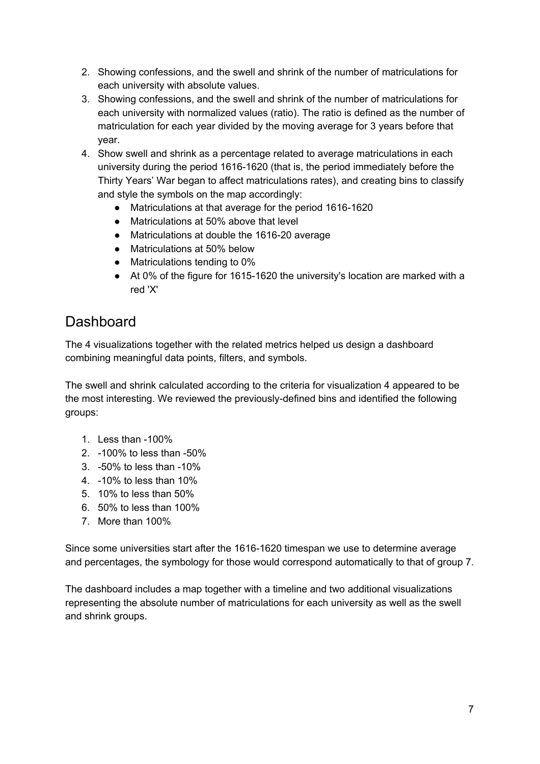2. Showing confessions, and the swell and shrink of the number of matriculations for each university with absolute values.
3. Showing confessions, and the swell and shrink of the number of matriculations for each university with normalized values (ratio). The ratio is defined as the number of matriculation for each year divided by the moving average for 3 years before that year.
4. Show swell and shrink as a percentage related to average matriculations in each university during the period 1616-1620 (that is, the period immediately before the Thirty Years' War began to affect matriculations rates), and creating bins to classify and style the symbols on the map accordingly:
    - Matriculations at that average for the period 1616-1620
    - Matriculations at 50% above that level
    - Matriculations at double the 1616-20 average
    - Matriculations at 50% below
    - Matriculations tending to 0%
    - At 0% of the figure for 1615-1620 the university's location are marked with a red 'X'

## Dashboard

The 4 visualizations together with the related metrics helped us design a dashboard combining meaningful data points, filters, and symbols.

The swell and shrink calculated according to the criteria for visualization 4 appeared to be the most interesting. We reviewed the previously-defined bins and identified the following groups:

1. Less than -100%
2. -100% to less than -50%
3. -50% to less than -10%
4. -10% to less than 10%
5. 10% to less than 50%
6. 50% to less than 100%
7. More than 100%

Since some universities start after the 1616-1620 timespan we use to determine average and percentages, the symbology for those would correspond automatically to that of group 7.

The dashboard includes a map together with a timeline and two additional visualizations representing the absolute number of matriculations for each university as well as the swell and shrink groups.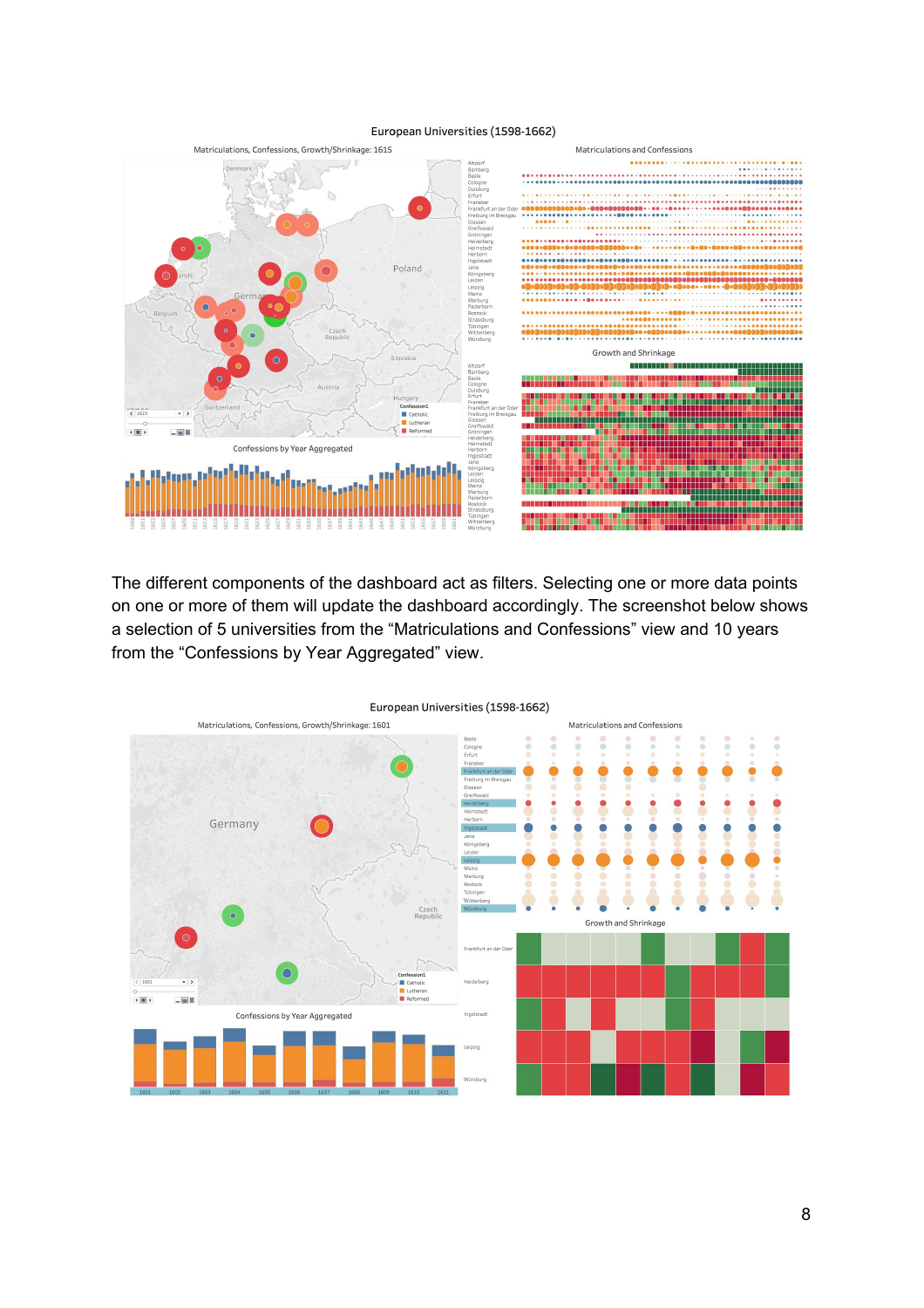European Universities (1598-1662)

Matriculations, Confessions, Growth/Shrinkage: 1615

Matriculations and Confessions

Growth and Shrinkage

Confessions by Year Aggregated

The different components of the dashboard act as filters. Selecting one or more data points on one or more of them will update the dashboard accordingly. The screenshot below shows a selection of 5 universities from the “Matriculations and Confessions” view and 10 years from the “Confessions by Year Aggregated” view.

European Universities (1598-1662)

Matriculations, Confessions, Growth/Shrinkage: 1601

Matriculations and Confessions

Growth and Shrinkage

Confessions by Year Aggregated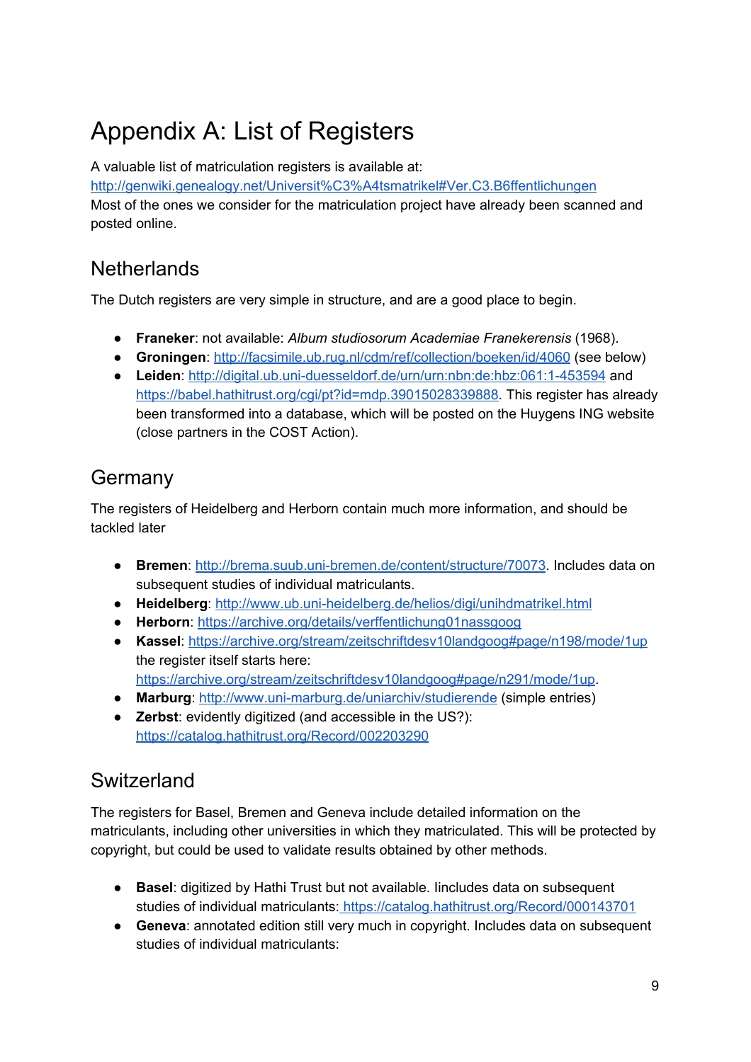# Appendix A: List of Registers

A valuable list of matriculation registers is available at:
[http://genwiki.genealogy.net/Universit%C3%A4tsmatrikel#Ver.C3.B6ffentlichungen](http://genwiki.genealogy.net/Universit%C3%A4tsmatrikel#Ver.C3.B6ffentlichungen)
Most of the ones we consider for the matriculation project have already been scanned and posted online.

## Netherlands

The Dutch registers are very simple in structure, and are a good place to begin.

- **Franeker**: not available: *Album studiosorum Academiae Franekerensis* (1968).
- **Groningen**: [http://facsimile.ub.rug.nl/cdm/ref/collection/boeken/id/4060](http://facsimile.ub.rug.nl/cdm/ref/collection/boeken/id/4060) (see below)
- **Leiden**: [http://digital.ub.uni-duesseldorf.de/urn/urn:nbn:de:hbz:061:1-453594](http://digital.ub.uni-duesseldorf.de/urn/urn:nbn:de:hbz:061:1-453594) and [https://babel.hathitrust.org/cgi/pt?id=mdp.39015028339888](https://babel.hathitrust.org/cgi/pt?id=mdp.39015028339888). This register has already been transformed into a database, which will be posted on the Huygens ING website (close partners in the COST Action).

## Germany

The registers of Heidelberg and Herborn contain much more information, and should be tackled later

- **Bremen**: [http://brema.suub.uni-bremen.de/content/structure/70073](http://brema.suub.uni-bremen.de/content/structure/70073). Includes data on subsequent studies of individual matriculants.
- **Heidelberg**: [http://www.ub.uni-heidelberg.de/helios/digi/unihdmatrikel.html](http://www.ub.uni-heidelberg.de/helios/digi/unihdmatrikel.html)
- **Herborn**: [https://archive.org/details/verffentlichung01nassgoog](https://archive.org/details/verffentlichung01nassgoog)
- **Kassel**: [https://archive.org/stream/zeitschriftdesv10landgoog#page/n198/mode/1up](https://archive.org/stream/zeitschriftdesv10landgoog#page/n198/mode/1up) the register itself starts here: [https://archive.org/stream/zeitschriftdesv10landgoog#page/n291/mode/1up](https://archive.org/stream/zeitschriftdesv10landgoog#page/n291/mode/1up).
- **Marburg**: [http://www.uni-marburg.de/uniarchiv/studierende](http://www.uni-marburg.de/uniarchiv/studierende) (simple entries)
- **Zerbst**: evidently digitized (and accessible in the US?): [https://catalog.hathitrust.org/Record/002203290](https://catalog.hathitrust.org/Record/002203290)

## Switzerland

The registers for Basel, Bremen and Geneva include detailed information on the matriculants, including other universities in which they matriculated. This will be protected by copyright, but could be used to validate results obtained by other methods.

- **Basel**: digitized by Hathi Trust but not available. Iincludes data on subsequent studies of individual matriculants: [https://catalog.hathitrust.org/Record/000143701](https://catalog.hathitrust.org/Record/000143701)
- **Geneva**: annotated edition still very much in copyright. Includes data on subsequent studies of individual matriculants: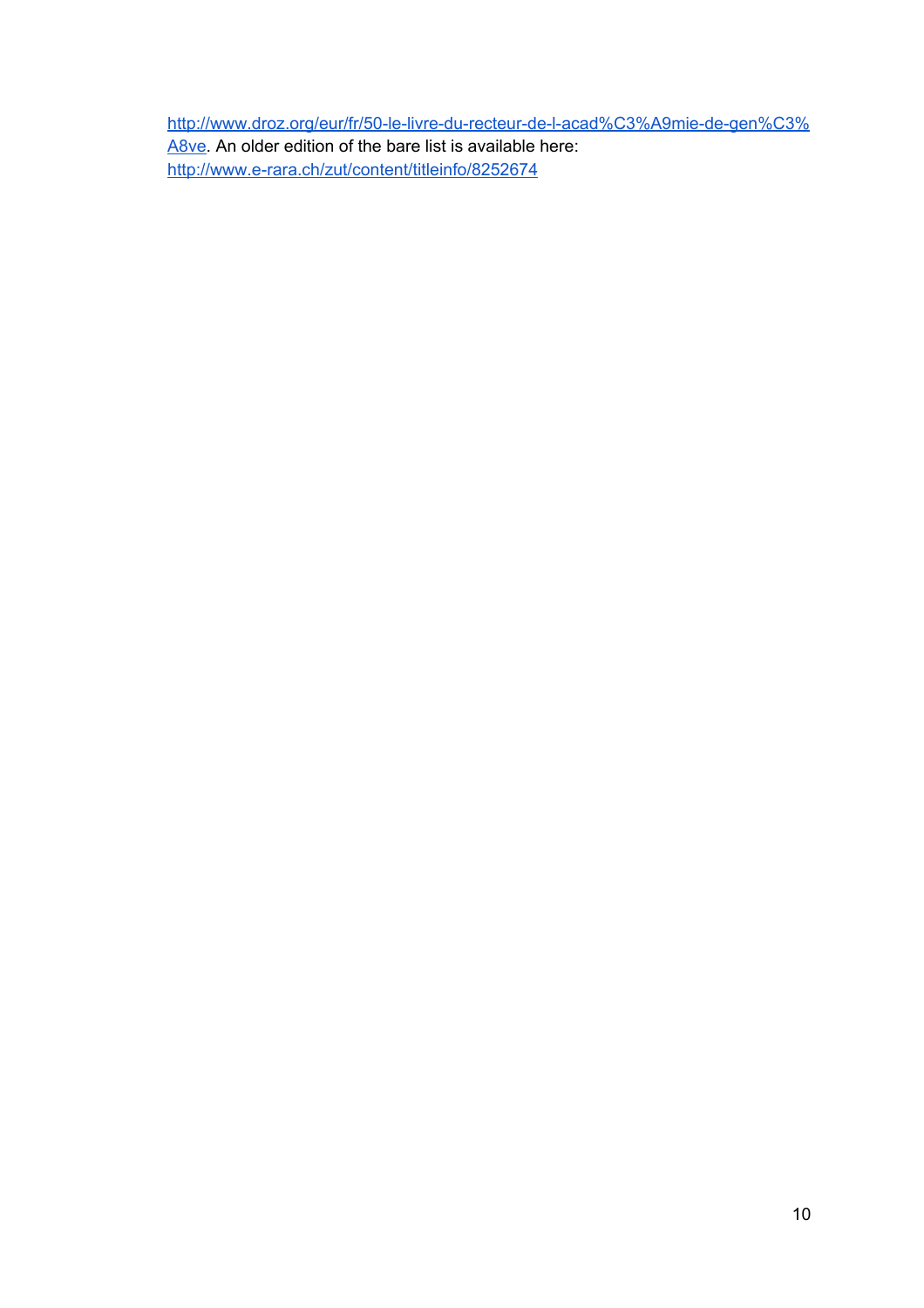http://www.droz.org/eur/fr/50-le-livre-du-recteur-de-l-acad%C3%A9mie-de-gen%C3%A8ve. An older edition of the bare list is available here: http://www.e-rara.ch/zut/content/titleinfo/8252674